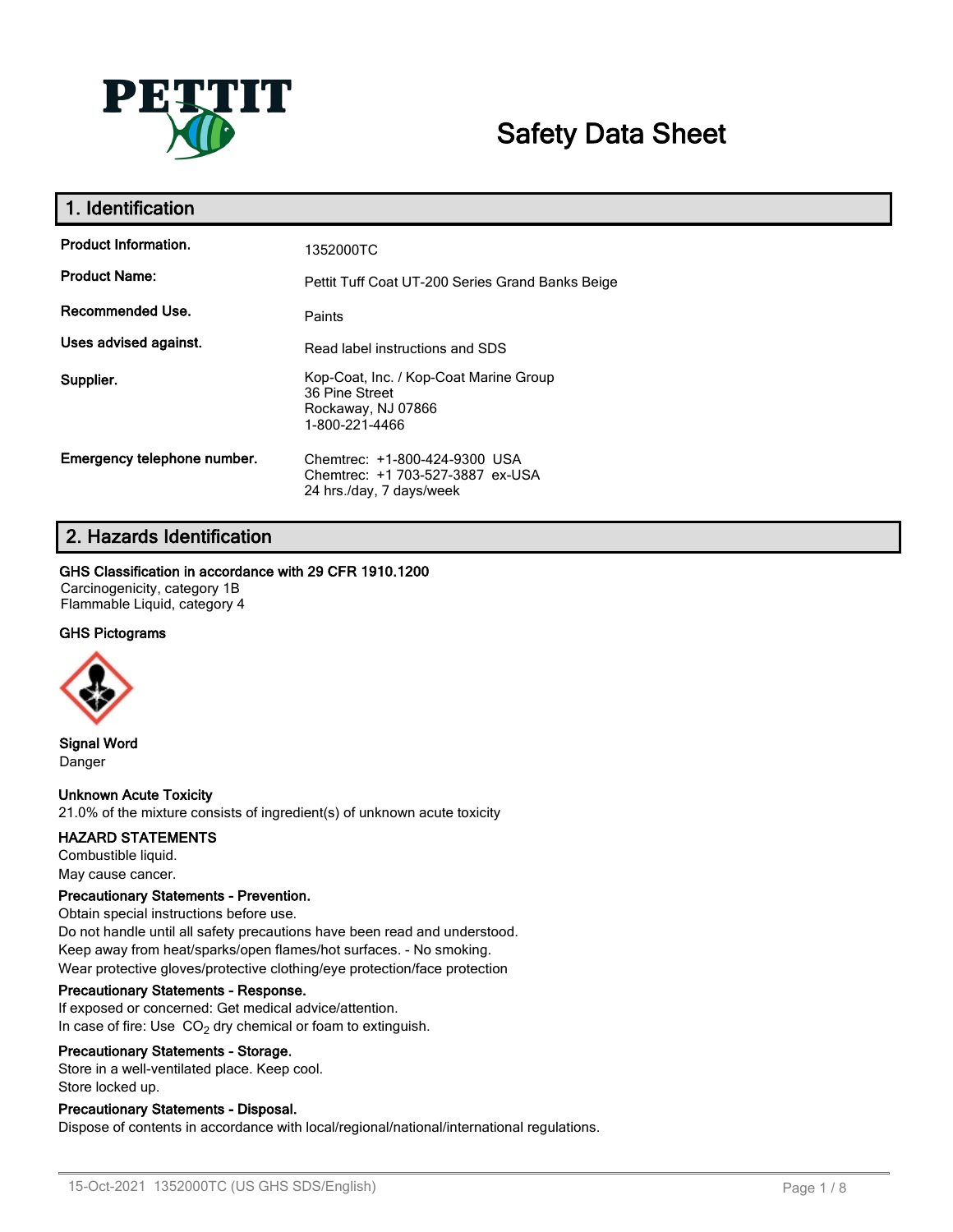# Safety Data Sheet

## 1. Identification

| | |
|---|---|
| **Product Information.** | 1352000TC |
| **Product Name:** | Pettit Tuff Coat UT-200 Series Grand Banks Beige |
| **Recommended Use.** | Paints |
| **Uses advised against.** | Read label instructions and SDS |
| **Supplier.** | Kop-Coat, Inc. / Kop-Coat Marine Group<br>36 Pine Street<br>Rockaway, NJ 07866<br>1-800-221-4466 |
| **Emergency telephone number.** | Chemtrec: +1-800-424-9300 USA<br>Chemtrec: +1 703-527-3887 ex-USA<br>24 hrs./day, 7 days/week |

## 2. Hazards Identification

**GHS Classification in accordance with 29 CFR 1910.1200**

Carcinogenicity, category 1B
Flammable Liquid, category 4

**GHS Pictograms**

**Signal Word**
Danger

**Unknown Acute Toxicity**
21.0% of the mixture consists of ingredient(s) of unknown acute toxicity

**HAZARD STATEMENTS**
Combustible liquid.
May cause cancer.

**Precautionary Statements - Prevention.**
Obtain special instructions before use.
Do not handle until all safety precautions have been read and understood.
Keep away from heat/sparks/open flames/hot surfaces. - No smoking.
Wear protective gloves/protective clothing/eye protection/face protection

**Precautionary Statements - Response.**
If exposed or concerned: Get medical advice/attention.
In case of fire: Use $CO_2$ dry chemical or foam to extinguish.

**Precautionary Statements - Storage.**
Store in a well-ventilated place. Keep cool.
Store locked up.

**Precautionary Statements - Disposal.**
Dispose of contents in accordance with local/regional/national/international regulations.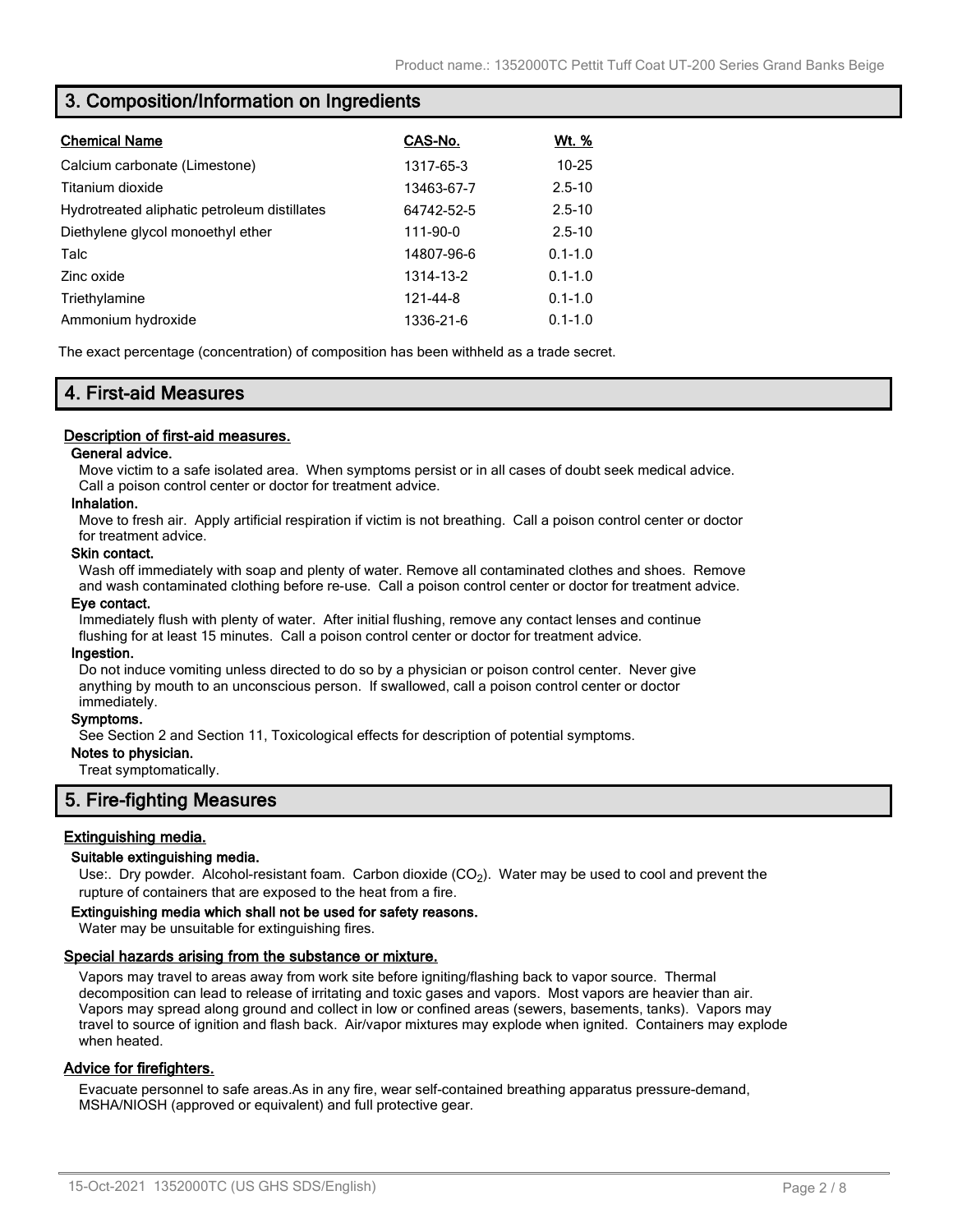## 3. Composition/Information on Ingredients

| Chemical Name | CAS-No. | Wt. % |
|---|---|---|
| Calcium carbonate (Limestone) | 1317-65-3 | 10-25 |
| Titanium dioxide | 13463-67-7 | 2.5-10 |
| Hydrotreated aliphatic petroleum distillates | 64742-52-5 | 2.5-10 |
| Diethylene glycol monoethyl ether | 111-90-0 | 2.5-10 |
| Talc | 14807-96-6 | 0.1-1.0 |
| Zinc oxide | 1314-13-2 | 0.1-1.0 |
| Triethylamine | 121-44-8 | 0.1-1.0 |
| Ammonium hydroxide | 1336-21-6 | 0.1-1.0 |

The exact percentage (concentration) of composition has been withheld as a trade secret.

## 4. First-aid Measures

### Description of first-aid measures.

**General advice.**

Move victim to a safe isolated area. When symptoms persist or in all cases of doubt seek medical advice. Call a poison control center or doctor for treatment advice.

**Inhalation.**

Move to fresh air. Apply artificial respiration if victim is not breathing. Call a poison control center or doctor for treatment advice.

**Skin contact.**

Wash off immediately with soap and plenty of water. Remove all contaminated clothes and shoes. Remove and wash contaminated clothing before re-use. Call a poison control center or doctor for treatment advice.

**Eye contact.**

Immediately flush with plenty of water. After initial flushing, remove any contact lenses and continue flushing for at least 15 minutes. Call a poison control center or doctor for treatment advice.

**Ingestion.**

Do not induce vomiting unless directed to do so by a physician or poison control center. Never give anything by mouth to an unconscious person. If swallowed, call a poison control center or doctor immediately.

**Symptoms.**

See Section 2 and Section 11, Toxicological effects for description of potential symptoms.

**Notes to physician.**

Treat symptomatically.

## 5. Fire-fighting Measures

### Extinguishing media.

**Suitable extinguishing media.**

Use:. Dry powder. Alcohol-resistant foam. Carbon dioxide ($CO_2$). Water may be used to cool and prevent the rupture of containers that are exposed to the heat from a fire.

**Extinguishing media which shall not be used for safety reasons.**

Water may be unsuitable for extinguishing fires.

### Special hazards arising from the substance or mixture.

Vapors may travel to areas away from work site before igniting/flashing back to vapor source. Thermal decomposition can lead to release of irritating and toxic gases and vapors. Most vapors are heavier than air. Vapors may spread along ground and collect in low or confined areas (sewers, basements, tanks). Vapors may travel to source of ignition and flash back. Air/vapor mixtures may explode when ignited. Containers may explode when heated.

### Advice for firefighters.

Evacuate personnel to safe areas.As in any fire, wear self-contained breathing apparatus pressure-demand, MSHA/NIOSH (approved or equivalent) and full protective gear.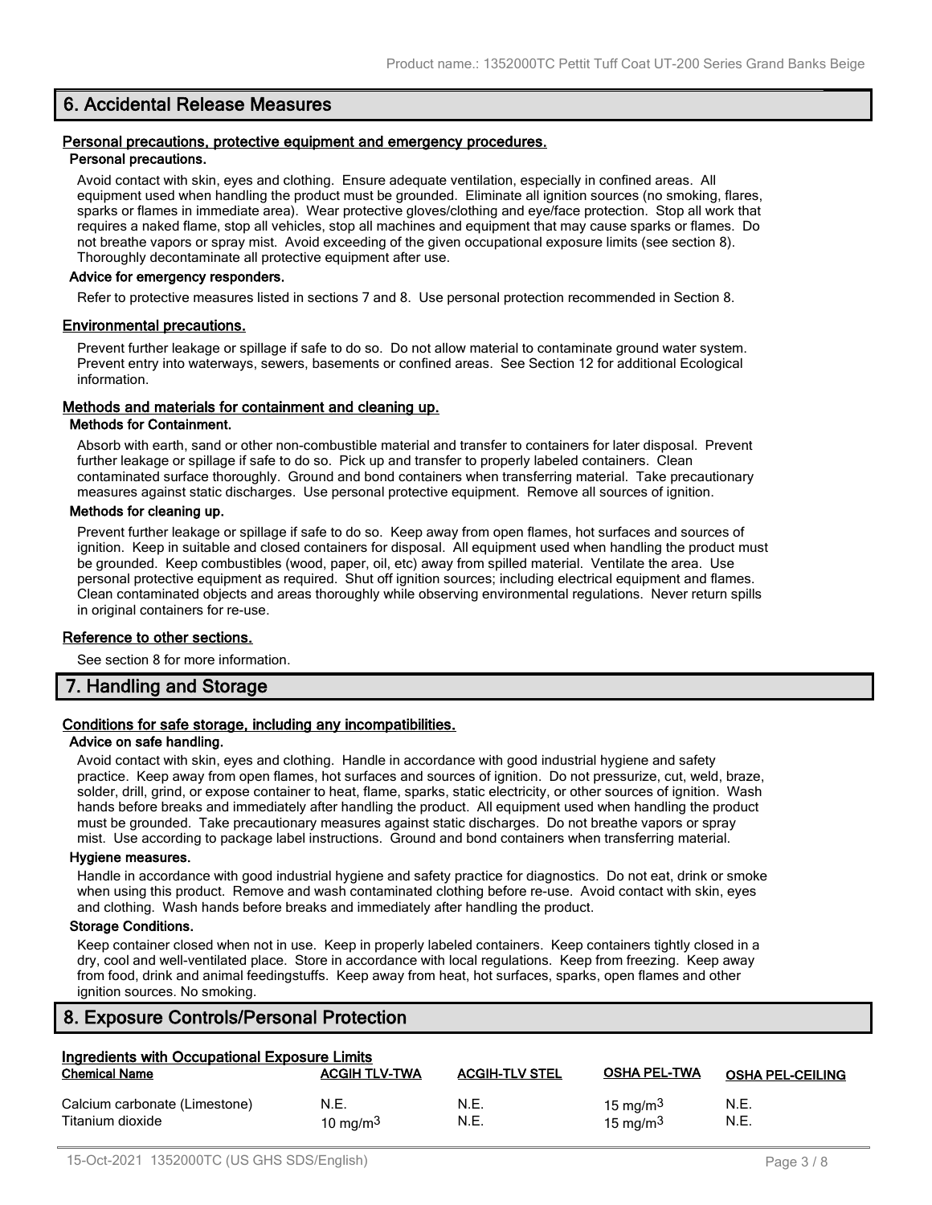## 6. Accidental Release Measures

### Personal precautions, protective equipment and emergency procedures.

#### Personal precautions.

Avoid contact with skin, eyes and clothing. Ensure adequate ventilation, especially in confined areas. All equipment used when handling the product must be grounded. Eliminate all ignition sources (no smoking, flares, sparks or flames in immediate area). Wear protective gloves/clothing and eye/face protection. Stop all work that requires a naked flame, stop all vehicles, stop all machines and equipment that may cause sparks or flames. Do not breathe vapors or spray mist. Avoid exceeding of the given occupational exposure limits (see section 8). Thoroughly decontaminate all protective equipment after use.

#### Advice for emergency responders.

Refer to protective measures listed in sections 7 and 8. Use personal protection recommended in Section 8.

### Environmental precautions.

Prevent further leakage or spillage if safe to do so. Do not allow material to contaminate ground water system. Prevent entry into waterways, sewers, basements or confined areas. See Section 12 for additional Ecological information.

### Methods and materials for containment and cleaning up.

#### Methods for Containment.

Absorb with earth, sand or other non-combustible material and transfer to containers for later disposal. Prevent further leakage or spillage if safe to do so. Pick up and transfer to properly labeled containers. Clean contaminated surface thoroughly. Ground and bond containers when transferring material. Take precautionary measures against static discharges. Use personal protective equipment. Remove all sources of ignition.

#### Methods for cleaning up.

Prevent further leakage or spillage if safe to do so. Keep away from open flames, hot surfaces and sources of ignition. Keep in suitable and closed containers for disposal. All equipment used when handling the product must be grounded. Keep combustibles (wood, paper, oil, etc) away from spilled material. Ventilate the area. Use personal protective equipment as required. Shut off ignition sources; including electrical equipment and flames. Clean contaminated objects and areas thoroughly while observing environmental regulations. Never return spills in original containers for re-use.

### Reference to other sections.

See section 8 for more information.

## 7. Handling and Storage

### Conditions for safe storage, including any incompatibilities.

#### Advice on safe handling.

Avoid contact with skin, eyes and clothing. Handle in accordance with good industrial hygiene and safety practice. Keep away from open flames, hot surfaces and sources of ignition. Do not pressurize, cut, weld, braze, solder, drill, grind, or expose container to heat, flame, sparks, static electricity, or other sources of ignition. Wash hands before breaks and immediately after handling the product. All equipment used when handling the product must be grounded. Take precautionary measures against static discharges. Do not breathe vapors or spray mist. Use according to package label instructions. Ground and bond containers when transferring material.

#### Hygiene measures.

Handle in accordance with good industrial hygiene and safety practice for diagnostics. Do not eat, drink or smoke when using this product. Remove and wash contaminated clothing before re-use. Avoid contact with skin, eyes and clothing. Wash hands before breaks and immediately after handling the product.

#### Storage Conditions.

Keep container closed when not in use. Keep in properly labeled containers. Keep containers tightly closed in a dry, cool and well-ventilated place. Store in accordance with local regulations. Keep from freezing. Keep away from food, drink and animal feedingstuffs. Keep away from heat, hot surfaces, sparks, open flames and other ignition sources. No smoking.

## 8. Exposure Controls/Personal Protection

### Ingredients with Occupational Exposure Limits

| Chemical Name | ACGIH TLV-TWA | ACGIH-TLV STEL | OSHA PEL-TWA | OSHA PEL-CEILING |
|---|---|---|---|---|
| Calcium carbonate (Limestone) | N.E. | N.E. | 15 $mg/m^3$ | N.E. |
| Titanium dioxide | 10 $mg/m^3$ | N.E. | 15 $mg/m^3$ | N.E. |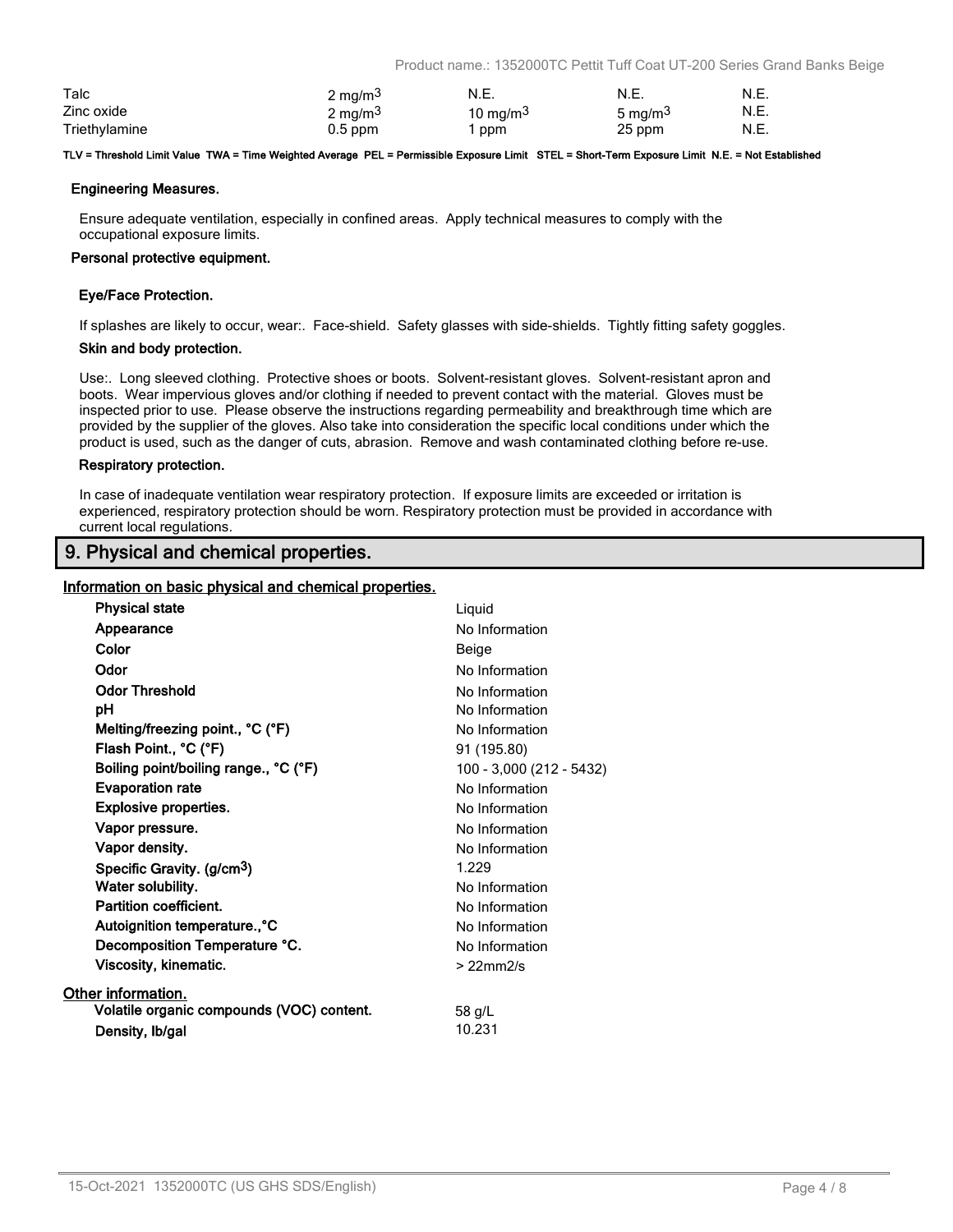| | | | | |
|---|---|---|---|---|
| Talc | 2 $mg/m^3$ | N.E. | N.E. | N.E. |
| Zinc oxide | 2 $mg/m^3$ | 10 $mg/m^3$ | 5 $mg/m^3$ | N.E. |
| Triethylamine | 0.5 ppm | 1 ppm | 25 ppm | N.E. |

**TLV = Threshold Limit Value TWA = Time Weighted Average PEL = Permissible Exposure Limit STEL = Short-Term Exposure Limit N.E. = Not Established**

#### Engineering Measures.

Ensure adequate ventilation, especially in confined areas. Apply technical measures to comply with the occupational exposure limits.

#### Personal protective equipment.

#### Eye/Face Protection.

If splashes are likely to occur, wear:. Face-shield. Safety glasses with side-shields. Tightly fitting safety goggles.

#### Skin and body protection.

Use:. Long sleeved clothing. Protective shoes or boots. Solvent-resistant gloves. Solvent-resistant apron and boots. Wear impervious gloves and/or clothing if needed to prevent contact with the material. Gloves must be inspected prior to use. Please observe the instructions regarding permeability and breakthrough time which are provided by the supplier of the gloves. Also take into consideration the specific local conditions under which the product is used, such as the danger of cuts, abrasion. Remove and wash contaminated clothing before re-use.

#### Respiratory protection.

In case of inadequate ventilation wear respiratory protection. If exposure limits are exceeded or irritation is experienced, respiratory protection should be worn. Respiratory protection must be provided in accordance with current local regulations.

## 9. Physical and chemical properties.

### Information on basic physical and chemical properties.

| | |
|---|---|
| **Physical state** | Liquid |
| **Appearance** | No Information |
| **Color** | Beige |
| **Odor** | No Information |
| **Odor Threshold** | No Information |
| **pH** | No Information |
| **Melting/freezing point., °C (°F)** | No Information |
| **Flash Point., °C (°F)** | 91 (195.80) |
| **Boiling point/boiling range., °C (°F)** | 100 - 3,000 (212 - 5432) |
| **Evaporation rate** | No Information |
| **Explosive properties.** | No Information |
| **Vapor pressure.** | No Information |
| **Vapor density.** | No Information |
| **Specific Gravity. ($g/cm^3$)** | 1.229 |
| **Water solubility.** | No Information |
| **Partition coefficient.** | No Information |
| **Autoignition temperature.,°C** | No Information |
| **Decomposition Temperature °C.** | No Information |
| **Viscosity, kinematic.** | > 22mm2/s |

### Other information.

| | |
|---|---|
| **Volatile organic compounds (VOC) content.** | 58 g/L |
| **Density, lb/gal** | 10.231 |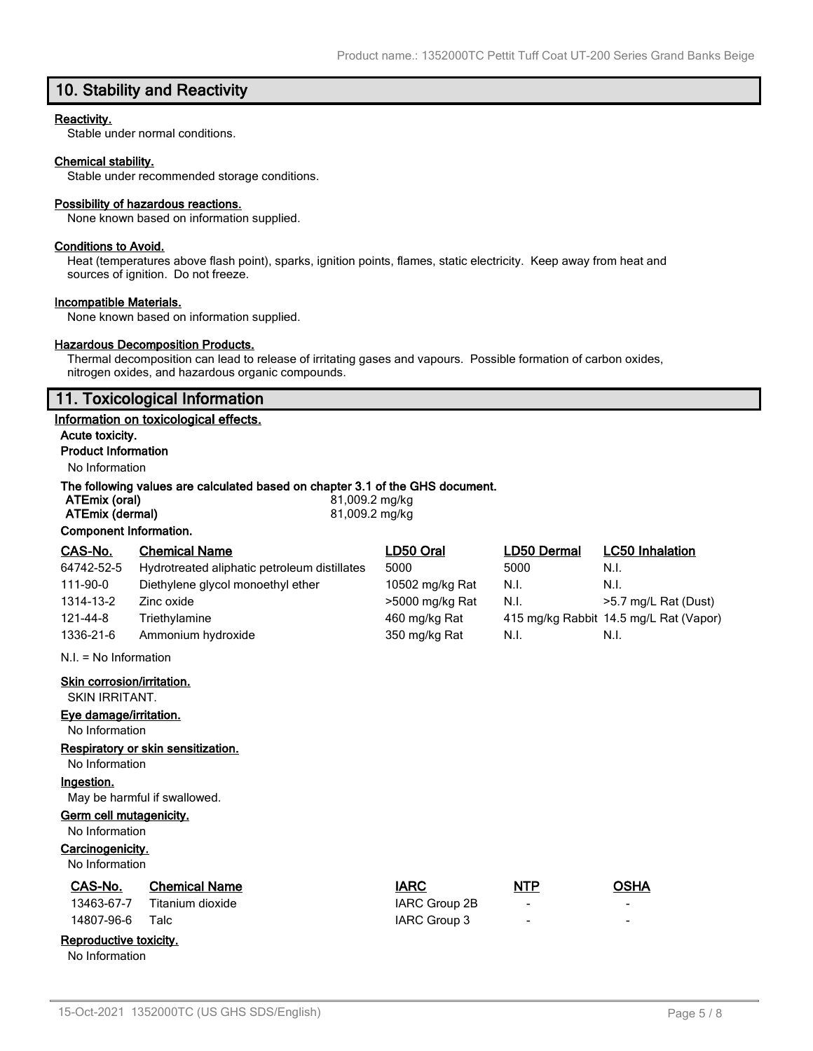## 10. Stability and Reactivity

**Reactivity.**

Stable under normal conditions.

**Chemical stability.**

Stable under recommended storage conditions.

**Possibility of hazardous reactions.**

None known based on information supplied.

**Conditions to Avoid.**

Heat (temperatures above flash point), sparks, ignition points, flames, static electricity. Keep away from heat and sources of ignition. Do not freeze.

**Incompatible Materials.**

None known based on information supplied.

**Hazardous Decomposition Products.**

Thermal decomposition can lead to release of irritating gases and vapours. Possible formation of carbon oxides, nitrogen oxides, and hazardous organic compounds.

## 11. Toxicological Information

**Information on toxicological effects.**

**Acute toxicity.**

**Product Information**

No Information

**The following values are calculated based on chapter 3.1 of the GHS document.**

| | |
|---|---|
| **ATEmix (oral)** | 81,009.2 mg/kg |
| **ATEmix (dermal)** | 81,009.2 mg/kg |

**Component Information.**

| CAS-No. | Chemical Name | LD50 Oral | LD50 Dermal | LC50 Inhalation |
|---|---|---|---|---|
| 64742-52-5 | Hydrotreated aliphatic petroleum distillates | 5000 | 5000 | N.I. |
| 111-90-0 | Diethylene glycol monoethyl ether | 10502 mg/kg Rat | N.I. | N.I. |
| 1314-13-2 | Zinc oxide | >5000 mg/kg Rat | N.I. | >5.7 mg/L Rat (Dust) |
| 121-44-8 | Triethylamine | 460 mg/kg Rat | 415 mg/kg Rabbit | 14.5 mg/L Rat (Vapor) |
| 1336-21-6 | Ammonium hydroxide | 350 mg/kg Rat | N.I. | N.I. |

N.I. = No Information

**Skin corrosion/irritation.**

SKIN IRRITANT.

**Eye damage/irritation.**

No Information

**Respiratory or skin sensitization.**

No Information

**Ingestion.**

May be harmful if swallowed.

**Germ cell mutagenicity.**

No Information

**Carcinogenicity.**

No Information

| CAS-No. | Chemical Name | IARC | NTP | OSHA |
|---|---|---|---|---|
| 13463-67-7 | Titanium dioxide | IARC Group 2B | - | - |
| 14807-96-6 | Talc | IARC Group 3 | - | - |

**Reproductive toxicity.**

No Information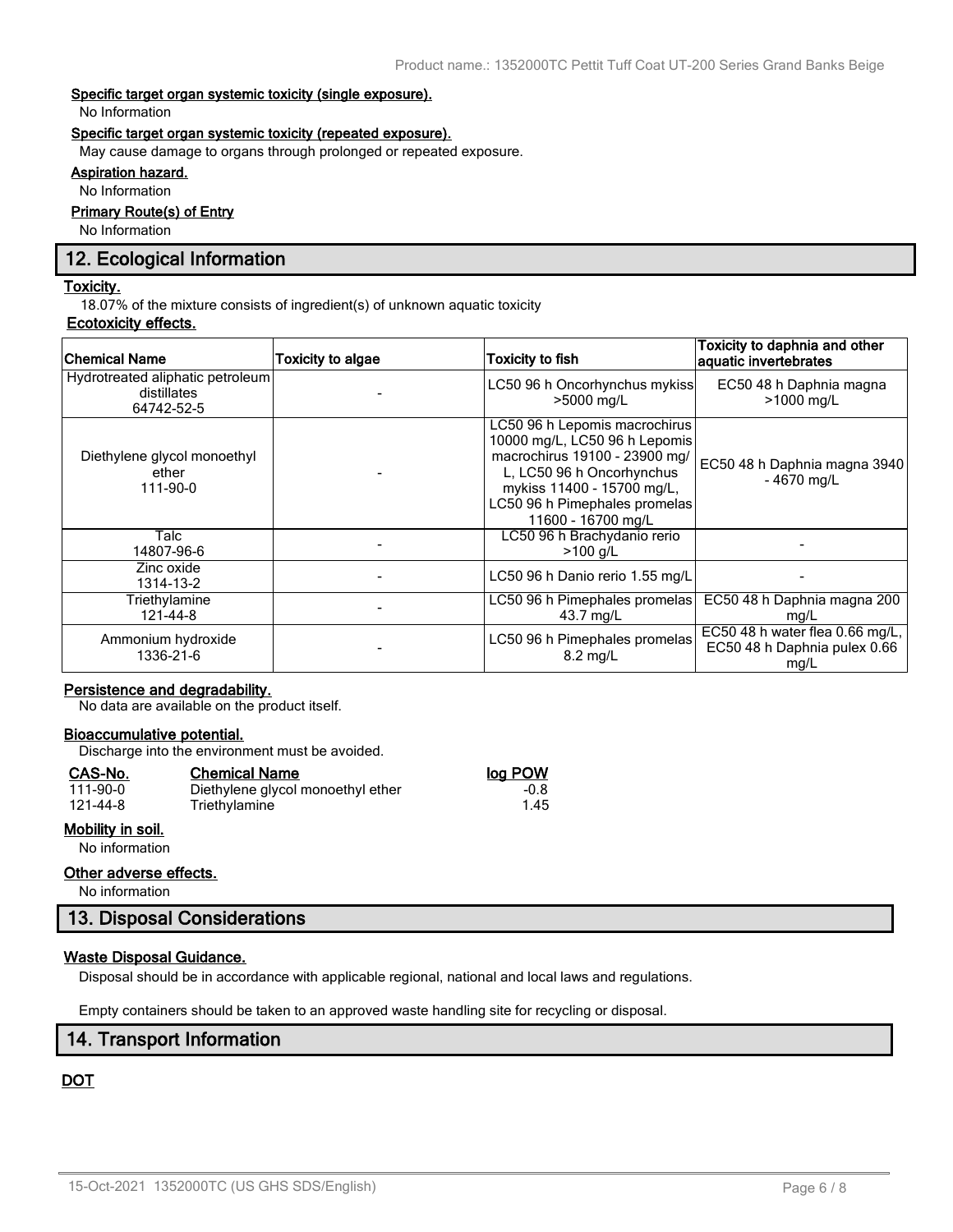**Specific target organ systemic toxicity (single exposure).**

No Information

**Specific target organ systemic toxicity (repeated exposure).**

May cause damage to organs through prolonged or repeated exposure.

**Aspiration hazard.**

No Information

**Primary Route(s) of Entry**

No Information

## 12. Ecological Information

**Toxicity.**

18.07% of the mixture consists of ingredient(s) of unknown aquatic toxicity

**Ecotoxicity effects.**

| Chemical Name | Toxicity to algae | Toxicity to fish | Toxicity to daphnia and other aquatic invertebrates |
|---|---|---|---|
| Hydrotreated aliphatic petroleum distillates 64742-52-5 | - | LC50 96 h Oncorhynchus mykiss >5000 mg/L | EC50 48 h Daphnia magna >1000 mg/L |
| Diethylene glycol monoethyl ether 111-90-0 | - | LC50 96 h Lepomis macrochirus 10000 mg/L, LC50 96 h Lepomis macrochirus 19100 - 23900 mg/L, LC50 96 h Oncorhynchus mykiss 11400 - 15700 mg/L, LC50 96 h Pimephales promelas 11600 - 16700 mg/L | EC50 48 h Daphnia magna 3940 - 4670 mg/L |
| Talc 14807-96-6 | - | LC50 96 h Brachydanio rerio >100 g/L | - |
| Zinc oxide 1314-13-2 | - | LC50 96 h Danio rerio 1.55 mg/L | - |
| Triethylamine 121-44-8 | - | LC50 96 h Pimephales promelas 43.7 mg/L | EC50 48 h Daphnia magna 200 mg/L |
| Ammonium hydroxide 1336-21-6 | - | LC50 96 h Pimephales promelas 8.2 mg/L | EC50 48 h water flea 0.66 mg/L, EC50 48 h Daphnia pulex 0.66 mg/L |

**Persistence and degradability.**

No data are available on the product itself.

**Bioaccumulative potential.**

Discharge into the environment must be avoided.

| CAS-No. | Chemical Name | log POW |
|---|---|---|
| 111-90-0 | Diethylene glycol monoethyl ether | -0.8 |
| 121-44-8 | Triethylamine | 1.45 |

**Mobility in soil.**

No information

**Other adverse effects.**

No information

## 13. Disposal Considerations

**Waste Disposal Guidance.**

Disposal should be in accordance with applicable regional, national and local laws and regulations.

Empty containers should be taken to an approved waste handling site for recycling or disposal.

## 14. Transport Information

**DOT**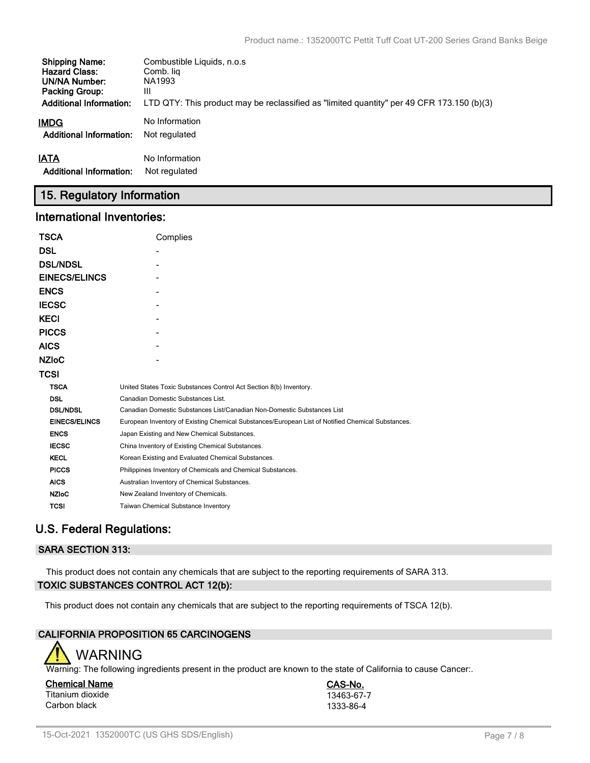| | |
|---|---|
| **Shipping Name:** | Combustible Liquids, n.o.s |
| **Hazard Class:** | Comb. liq |
| **UN/NA Number:** | NA1993 |
| **Packing Group:** | III |
| **Additional Information:** | LTD QTY: This product may be reclassified as "limited quantity" per 49 CFR 173.150 (b)(3) |

**IMDG** No Information

**Additional Information:** Not regulated

**IATA** No Information

**Additional Information:** Not regulated

## 15. Regulatory Information

### International Inventories:

| | |
|---|---|
| **TSCA** | Complies |
| **DSL** | - |
| **DSL/NDSL** | - |
| **EINECS/ELINCS** | - |
| **ENCS** | - |
| **IECSC** | - |
| **KECI** | - |
| **PICCS** | - |
| **AICS** | - |
| **NZIoC** | - |
| **TCSI** | |

| | |
|---|---|
| **TSCA** | United States Toxic Substances Control Act Section 8(b) Inventory. |
| **DSL** | Canadian Domestic Substances List. |
| **DSL/NDSL** | Canadian Domestic Substances List/Canadian Non-Domestic Substances List |
| **EINECS/ELINCS** | European Inventory of Existing Chemical Substances/European List of Notified Chemical Substances. |
| **ENCS** | Japan Existing and New Chemical Substances. |
| **IECSC** | China Inventory of Existing Chemical Substances. |
| **KECL** | Korean Existing and Evaluated Chemical Substances. |
| **PICCS** | Philippines Inventory of Chemicals and Chemical Substances. |
| **AICS** | Australian Inventory of Chemical Substances. |
| **NZIoC** | New Zealand Inventory of Chemicals. |
| **TCSI** | Taiwan Chemical Substance Inventory |

### U.S. Federal Regulations:

#### SARA SECTION 313:

This product does not contain any chemicals that are subject to the reporting requirements of SARA 313.

#### TOXIC SUBSTANCES CONTROL ACT 12(b):

This product does not contain any chemicals that are subject to the reporting requirements of TSCA 12(b).

#### CALIFORNIA PROPOSITION 65 CARCINOGENS

WARNING

Warning: The following ingredients present in the product are known to the state of California to cause Cancer:.

| Chemical Name | CAS-No. |
|---|---|
| Titanium dioxide | 13463-67-7 |
| Carbon black | 1333-86-4 |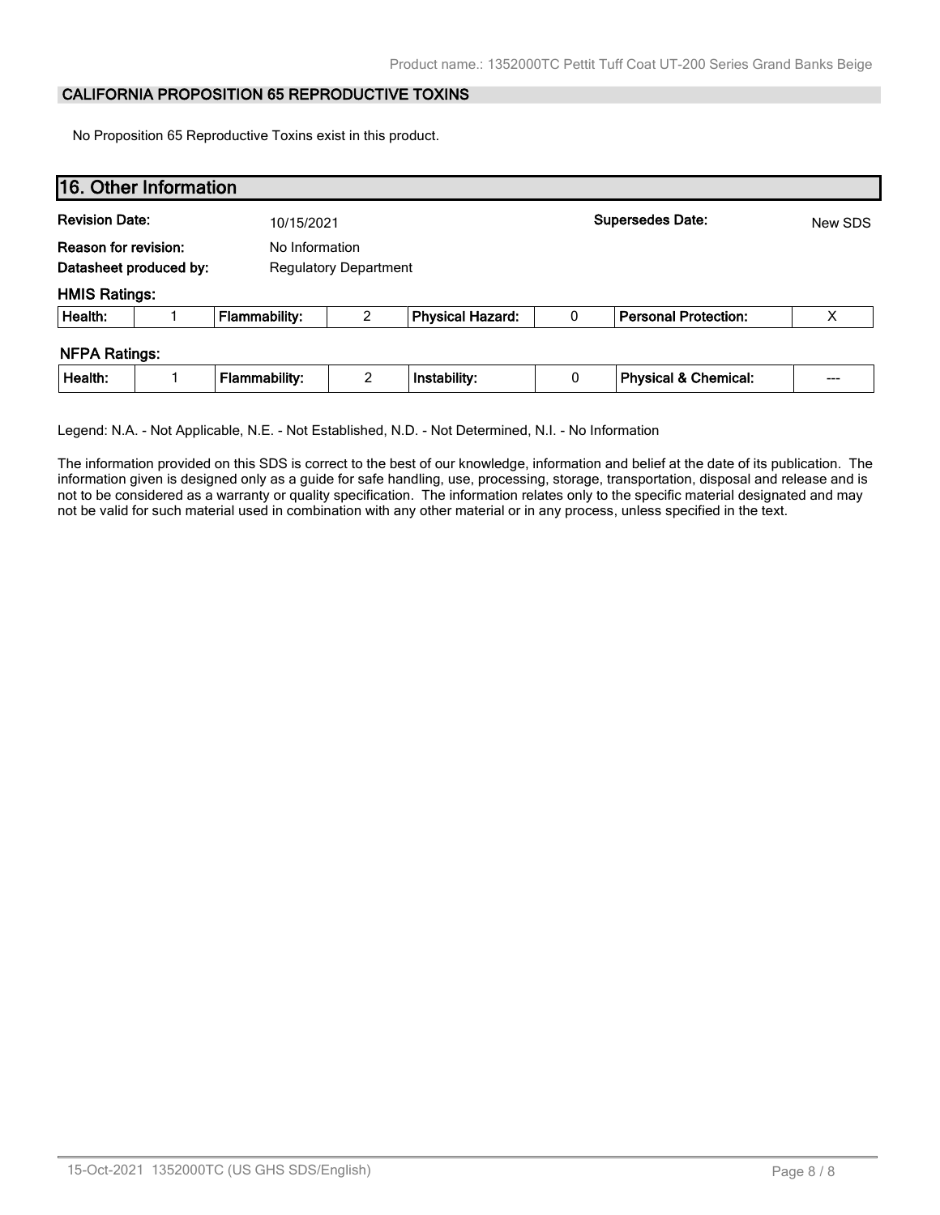### CALIFORNIA PROPOSITION 65 REPRODUCTIVE TOXINS

No Proposition 65 Reproductive Toxins exist in this product.

## 16. Other Information

**Revision Date:** 10/15/2021 **Supersedes Date:** New SDS

**Reason for revision:** No Information

**Datasheet produced by:** Regulatory Department

**HMIS Ratings:**

| | | | | | | | |
|---|---|---|---|---|---|---|---|
| **Health:** | 1 | **Flammability:** | 2 | **Physical Hazard:** | 0 | **Personal Protection:** | X |

**NFPA Ratings:**

| | | | | | | | |
|---|---|---|---|---|---|---|---|
| **Health:** | 1 | **Flammability:** | 2 | **Instability:** | 0 | **Physical & Chemical:** | --- |

Legend: N.A. - Not Applicable, N.E. - Not Established, N.D. - Not Determined, N.I. - No Information

The information provided on this SDS is correct to the best of our knowledge, information and belief at the date of its publication. The information given is designed only as a guide for safe handling, use, processing, storage, transportation, disposal and release and is not to be considered as a warranty or quality specification. The information relates only to the specific material designated and may not be valid for such material used in combination with any other material or in any process, unless specified in the text.